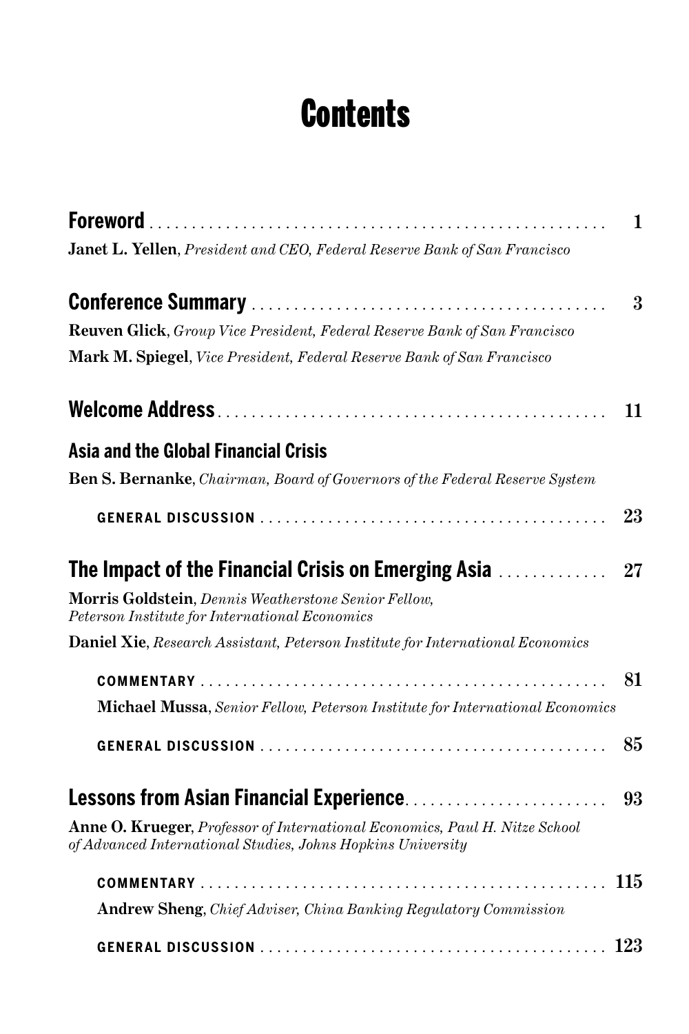# Contents

**Foreword** ........................................................ 1
**Janet L. Yellen**, *President and CEO, Federal Reserve Bank of San Francisco*

**Conference Summary** ........................................... 3
**Reuven Glick**, *Group Vice President, Federal Reserve Bank of San Francisco*
**Mark M. Spiegel**, *Vice President, Federal Reserve Bank of San Francisco*

**Welcome Address** ................................................ 11

**Asia and the Global Financial Crisis**
**Ben S. Bernanke**, *Chairman, Board of Governors of the Federal Reserve System*

GENERAL DISCUSSION ........................................... 23

**The Impact of the Financial Crisis on Emerging Asia** ............. 27
**Morris Goldstein**, *Dennis Weatherstone Senior Fellow, Peterson Institute for International Economics*
**Daniel Xie**, *Research Assistant, Peterson Institute for International Economics*

COMMENTARY ................................................... 81
**Michael Mussa**, *Senior Fellow, Peterson Institute for International Economics*

GENERAL DISCUSSION ........................................... 85

**Lessons from Asian Financial Experience** ......................... 93
**Anne O. Krueger**, *Professor of International Economics, Paul H. Nitze School of Advanced International Studies, Johns Hopkins University*

COMMENTARY ................................................... 115
**Andrew Sheng**, *Chief Adviser, China Banking Regulatory Commission*

GENERAL DISCUSSION ........................................... 123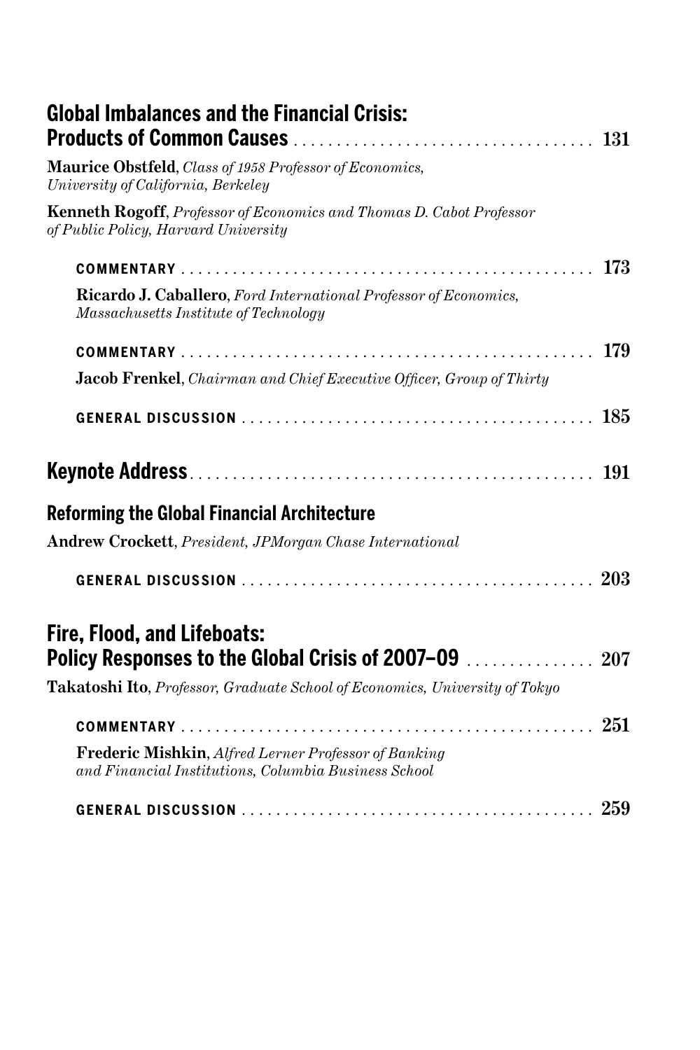## Global Imbalances and the Financial Crisis: Products of Common Causes ..... 131

**Maurice Obstfeld**, *Class of 1958 Professor of Economics, University of California, Berkeley*

**Kenneth Rogoff**, *Professor of Economics and Thomas D. Cabot Professor of Public Policy, Harvard University*

### COMMENTARY ..... 173

**Ricardo J. Caballero**, *Ford International Professor of Economics, Massachusetts Institute of Technology*

### COMMENTARY ..... 179

**Jacob Frenkel**, *Chairman and Chief Executive Officer, Group of Thirty*

### GENERAL DISCUSSION ..... 185

## Keynote Address ..... 191

## Reforming the Global Financial Architecture

**Andrew Crockett**, *President, JPMorgan Chase International*

### GENERAL DISCUSSION ..... 203

## Fire, Flood, and Lifeboats: Policy Responses to the Global Crisis of 2007–09 ..... 207

**Takatoshi Ito**, *Professor, Graduate School of Economics, University of Tokyo*

### COMMENTARY ..... 251

**Frederic Mishkin**, *Alfred Lerner Professor of Banking and Financial Institutions, Columbia Business School*

### GENERAL DISCUSSION ..... 259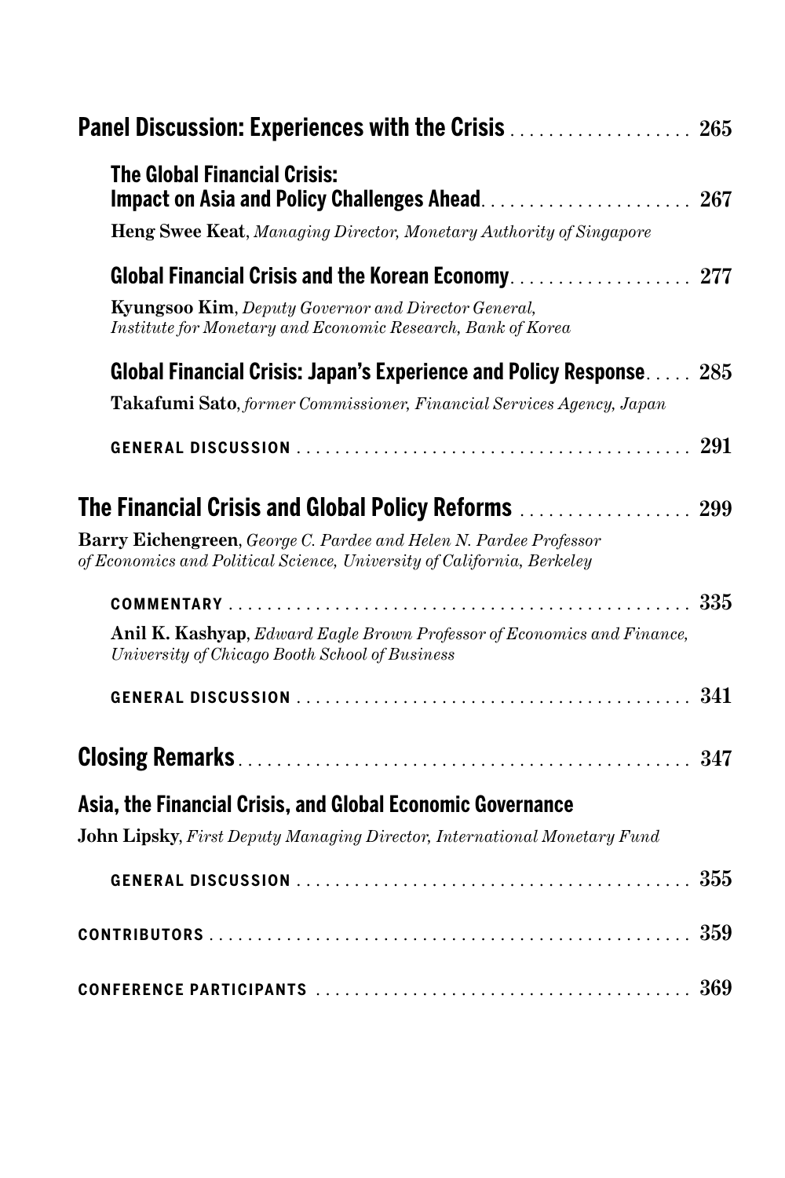## Panel Discussion: Experiences with the Crisis ........ 265

### The Global Financial Crisis: Impact on Asia and Policy Challenges Ahead ........ 267

**Heng Swee Keat**, *Managing Director, Monetary Authority of Singapore*

### Global Financial Crisis and the Korean Economy ........ 277

**Kyungsoo Kim**, *Deputy Governor and Director General, Institute for Monetary and Economic Research, Bank of Korea*

### Global Financial Crisis: Japan's Experience and Policy Response ........ 285

**Takafumi Sato**, *former Commissioner, Financial Services Agency, Japan*

**GENERAL DISCUSSION** ........ 291

## The Financial Crisis and Global Policy Reforms ........ 299

**Barry Eichengreen**, *George C. Pardee and Helen N. Pardee Professor of Economics and Political Science, University of California, Berkeley*

**COMMENTARY** ........ 335

**Anil K. Kashyap**, *Edward Eagle Brown Professor of Economics and Finance, University of Chicago Booth School of Business*

**GENERAL DISCUSSION** ........ 341

## Closing Remarks ........ 347

### Asia, the Financial Crisis, and Global Economic Governance

**John Lipsky**, *First Deputy Managing Director, International Monetary Fund*

**GENERAL DISCUSSION** ........ 355

**CONTRIBUTORS** ........ 359

**CONFERENCE PARTICIPANTS** ........ 369